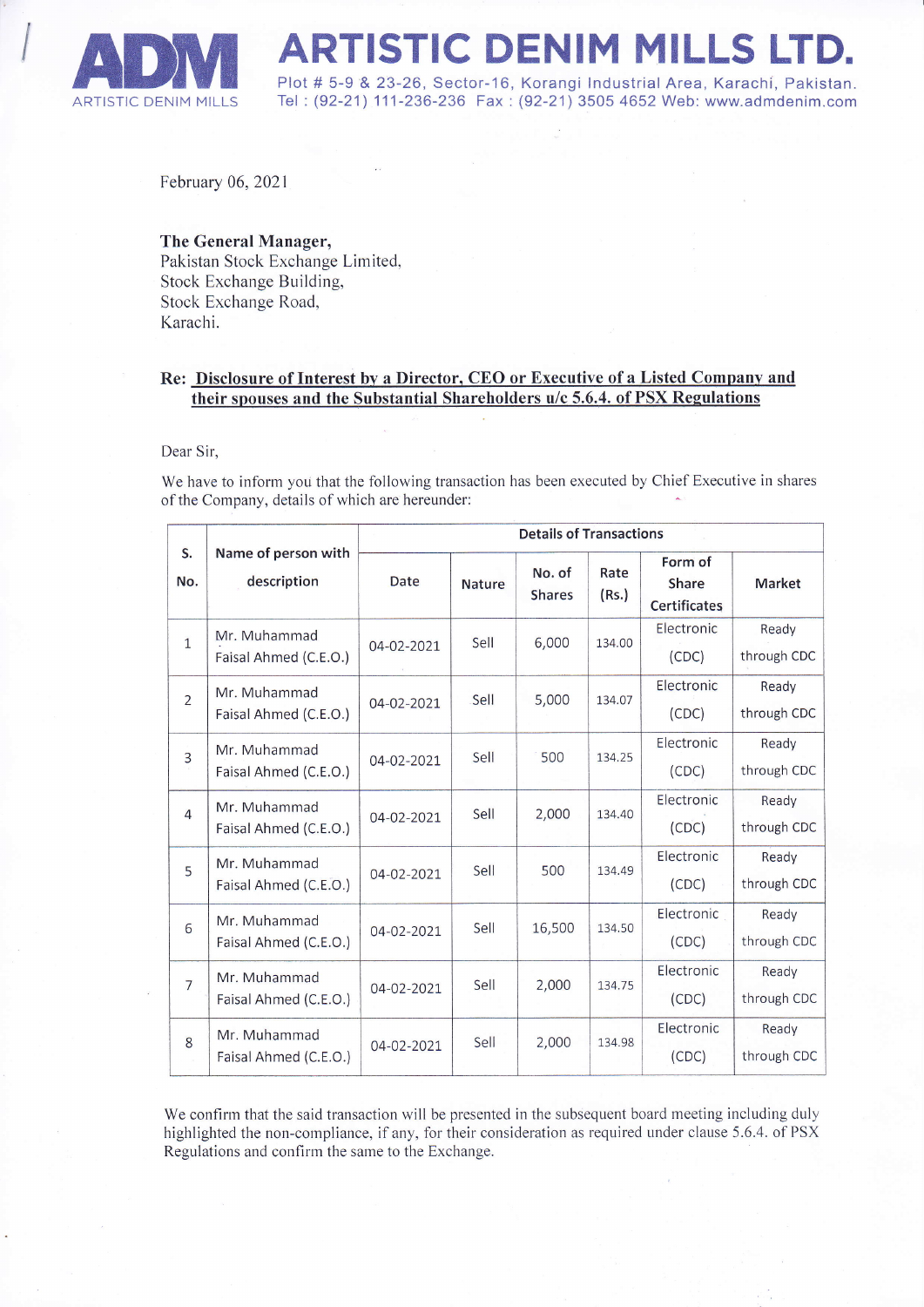# ARTISTIC DENIM MILLS LTD.

ADM ARTISTIC DENIM MILLS

Plot # 5-9 & 23-26, Sector-16, Korangi Industrial Area, Karachi, Pakistan.
Tel : (92-21) 111-236-236 Fax : (92-21) 3505 4652 Web: www.admdenim.com

February 06, 2021

**The General Manager,**
Pakistan Stock Exchange Limited,
Stock Exchange Building,
Stock Exchange Road,
Karachi.

**Re: Disclosure of Interest by a Director, CEO or Executive of a Listed Company and their spouses and the Substantial Shareholders u/c 5.6.4. of PSX Regulations**

Dear Sir,

We have to inform you that the following transaction has been executed by Chief Executive in shares of the Company, details of which are hereunder:

| S. No. | Name of person with description | Details of Transactions | | | | | |
|---|---|---|---|---|---|---|---|
| | | Date | Nature | No. of Shares | Rate (Rs.) | Form of Share Certificates | Market |
| 1 | Mr. Muhammad Faisal Ahmed (C.E.O.) | 04-02-2021 | Sell | 6,000 | 134.00 | Electronic (CDC) | Ready through CDC |
| 2 | Mr. Muhammad Faisal Ahmed (C.E.O.) | 04-02-2021 | Sell | 5,000 | 134.07 | Electronic (CDC) | Ready through CDC |
| 3 | Mr. Muhammad Faisal Ahmed (C.E.O.) | 04-02-2021 | Sell | 500 | 134.25 | Electronic (CDC) | Ready through CDC |
| 4 | Mr. Muhammad Faisal Ahmed (C.E.O.) | 04-02-2021 | Sell | 2,000 | 134.40 | Electronic (CDC) | Ready through CDC |
| 5 | Mr. Muhammad Faisal Ahmed (C.E.O.) | 04-02-2021 | Sell | 500 | 134.49 | Electronic (CDC) | Ready through CDC |
| 6 | Mr. Muhammad Faisal Ahmed (C.E.O.) | 04-02-2021 | Sell | 16,500 | 134.50 | Electronic (CDC) | Ready through CDC |
| 7 | Mr. Muhammad Faisal Ahmed (C.E.O.) | 04-02-2021 | Sell | 2,000 | 134.75 | Electronic (CDC) | Ready through CDC |
| 8 | Mr. Muhammad Faisal Ahmed (C.E.O.) | 04-02-2021 | Sell | 2,000 | 134.98 | Electronic (CDC) | Ready through CDC |

We confirm that the said transaction will be presented in the subsequent board meeting including duly highlighted the non-compliance, if any, for their consideration as required under clause 5.6.4. of PSX Regulations and confirm the same to the Exchange.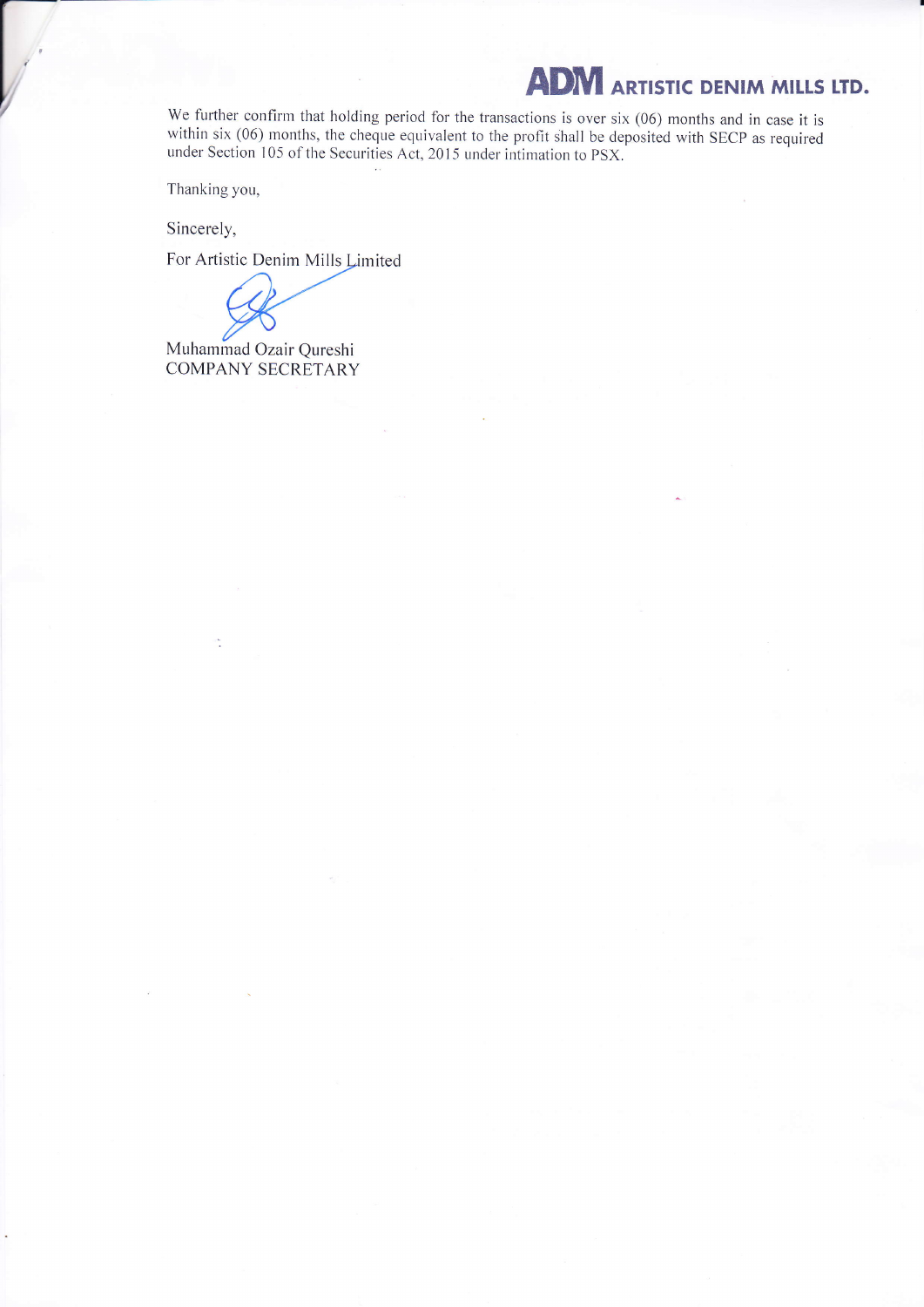We further confirm that holding period for the transactions is over six (06) months and in case it is within six (06) months, the cheque equivalent to the profit shall be deposited with SECP as required under Section 105 of the Securities Act, 2015 under intimation to PSX.

Thanking you,

Sincerely,

For Artistic Denim Mills Limited

Muhammad Ozair Qureshi
COMPANY SECRETARY